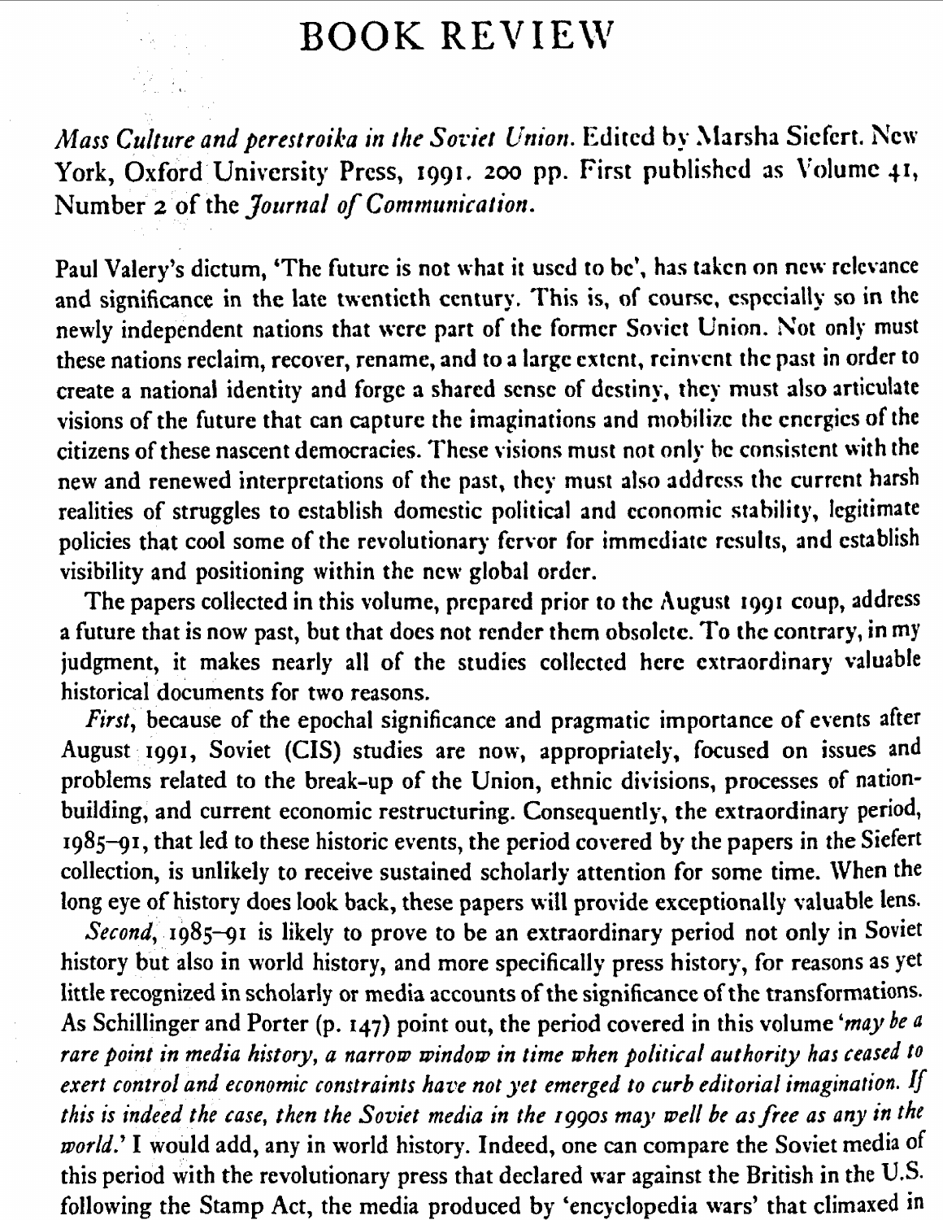# BOOK REVIEW

*Mass Culture and perestroika in the Soviet Union*. Edited by Marsha Siefert. New York, Oxford University Press, 1991. 200 pp. First published as Volume 41, Number 2 of the *Journal of Communication*.

Paul Valery's dictum, 'The future is not what it used to be', has taken on new relevance and significance in the late twentieth century. This is, of course, especially so in the newly independent nations that were part of the former Soviet Union. Not only must these nations reclaim, recover, rename, and to a large extent, reinvent the past in order to create a national identity and forge a shared sense of destiny, they must also articulate visions of the future that can capture the imaginations and mobilize the energies of the citizens of these nascent democracies. These visions must not only be consistent with the new and renewed interpretations of the past, they must also address the current harsh realities of struggles to establish domestic political and economic stability, legitimate policies that cool some of the revolutionary fervor for immediate results, and establish visibility and positioning within the new global order.

The papers collected in this volume, prepared prior to the August 1991 coup, address a future that is now past, but that does not render them obsolete. To the contrary, in my judgment, it makes nearly all of the studies collected here extraordinary valuable historical documents for two reasons.

*First*, because of the epochal significance and pragmatic importance of events after August 1991, Soviet (CIS) studies are now, appropriately, focused on issues and problems related to the break-up of the Union, ethnic divisions, processes of nation-building, and current economic restructuring. Consequently, the extraordinary period, 1985–91, that led to these historic events, the period covered by the papers in the Siefert collection, is unlikely to receive sustained scholarly attention for some time. When the long eye of history does look back, these papers will provide exceptionally valuable lens.

*Second*, 1985–91 is likely to prove to be an extraordinary period not only in Soviet history but also in world history, and more specifically press history, for reasons as yet little recognized in scholarly or media accounts of the significance of the transformations. As Schillinger and Porter (p. 147) point out, the period covered in this volume '*may be a rare point in media history, a narrow window in time when political authority has ceased to exert control and economic constraints have not yet emerged to curb editorial imagination. If this is indeed the case, then the Soviet media in the 1990s may well be as free as any in the world.*' I would add, any in world history. Indeed, one can compare the Soviet media of this period with the revolutionary press that declared war against the British in the U.S. following the Stamp Act, the media produced by 'encyclopedia wars' that climaxed in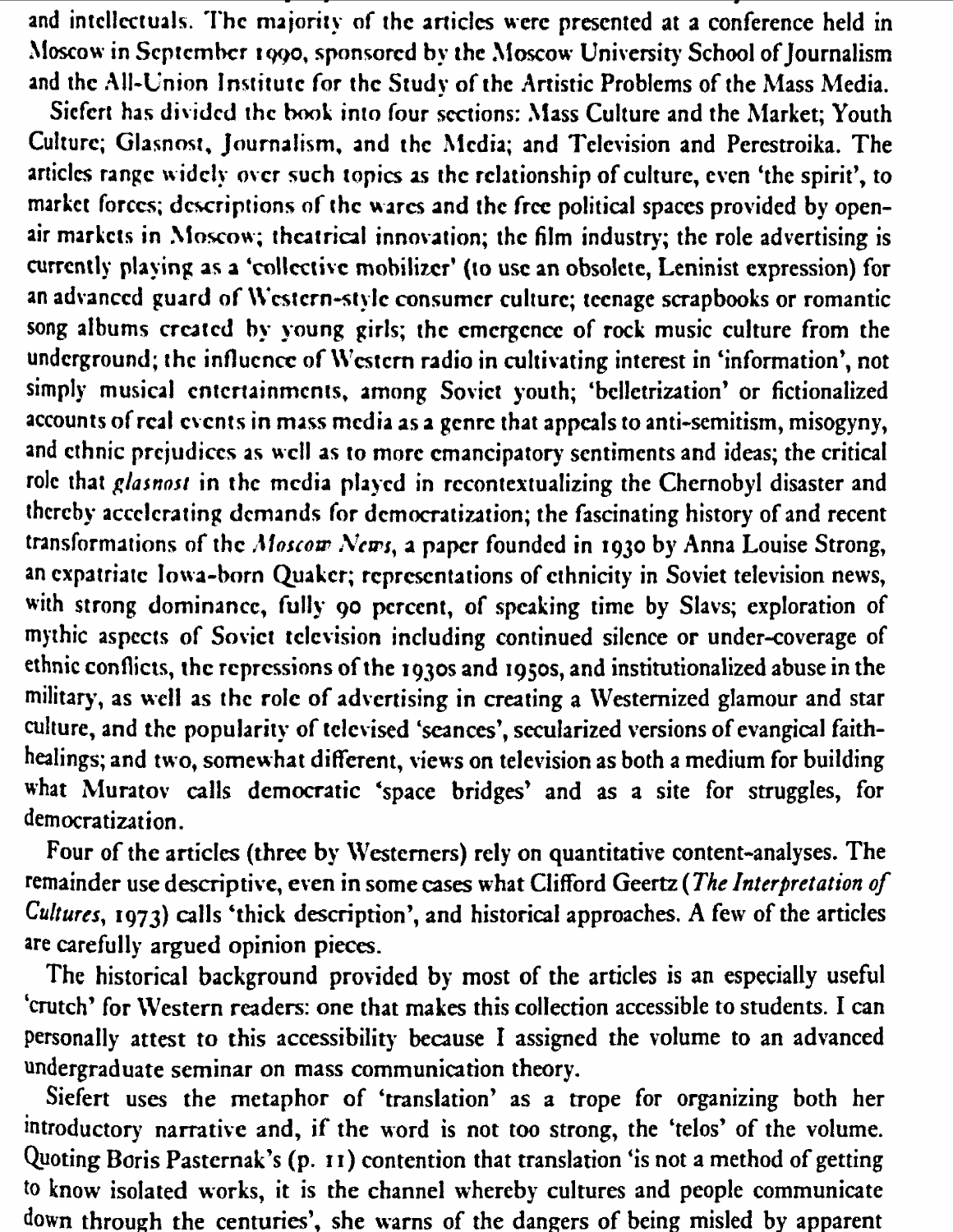and intellectuals. The majority of the articles were presented at a conference held in Moscow in September 1990, sponsored by the Moscow University School of Journalism and the All-Union Institute for the Study of the Artistic Problems of the Mass Media.

Siefert has divided the book into four sections: Mass Culture and the Market; Youth Culture; Glasnost, Journalism, and the Media; and Television and Perestroika. The articles range widely over such topics as the relationship of culture, even 'the spirit', to market forces; descriptions of the wares and the free political spaces provided by open-air markets in Moscow; theatrical innovation; the film industry; the role advertising is currently playing as a 'collective mobilizer' (to use an obsolete, Leninist expression) for an advanced guard of Western-style consumer culture; teenage scrapbooks or romantic song albums created by young girls; the emergence of rock music culture from the underground; the influence of Western radio in cultivating interest in 'information', not simply musical entertainments, among Soviet youth; 'belletrization' or fictionalized accounts of real events in mass media as a genre that appeals to anti-semitism, misogyny, and ethnic prejudices as well as to more emancipatory sentiments and ideas; the critical role that *glasnost* in the media played in recontextualizing the Chernobyl disaster and thereby accelerating demands for democratization; the fascinating history of and recent transformations of the *Moscow News*, a paper founded in 1930 by Anna Louise Strong, an expatriate Iowa-born Quaker; representations of ethnicity in Soviet television news, with strong dominance, fully 90 percent, of speaking time by Slavs; exploration of mythic aspects of Soviet television including continued silence or under-coverage of ethnic conflicts, the repressions of the 1930s and 1950s, and institutionalized abuse in the military, as well as the role of advertising in creating a Westernized glamour and star culture, and the popularity of televised 'seances', secularized versions of evangical faith-healings; and two, somewhat different, views on television as both a medium for building what Muratov calls democratic 'space bridges' and as a site for struggles, for democratization.

Four of the articles (three by Westerners) rely on quantitative content-analyses. The remainder use descriptive, even in some cases what Clifford Geertz (*The Interpretation of Cultures*, 1973) calls 'thick description', and historical approaches. A few of the articles are carefully argued opinion pieces.

The historical background provided by most of the articles is an especially useful 'crutch' for Western readers: one that makes this collection accessible to students. I can personally attest to this accessibility because I assigned the volume to an advanced undergraduate seminar on mass communication theory.

Siefert uses the metaphor of 'translation' as a trope for organizing both her introductory narrative and, if the word is not too strong, the 'telos' of the volume. Quoting Boris Pasternak's (p. 11) contention that translation 'is not a method of getting to know isolated works, it is the channel whereby cultures and people communicate down through the centuries', she warns of the dangers of being misled by apparent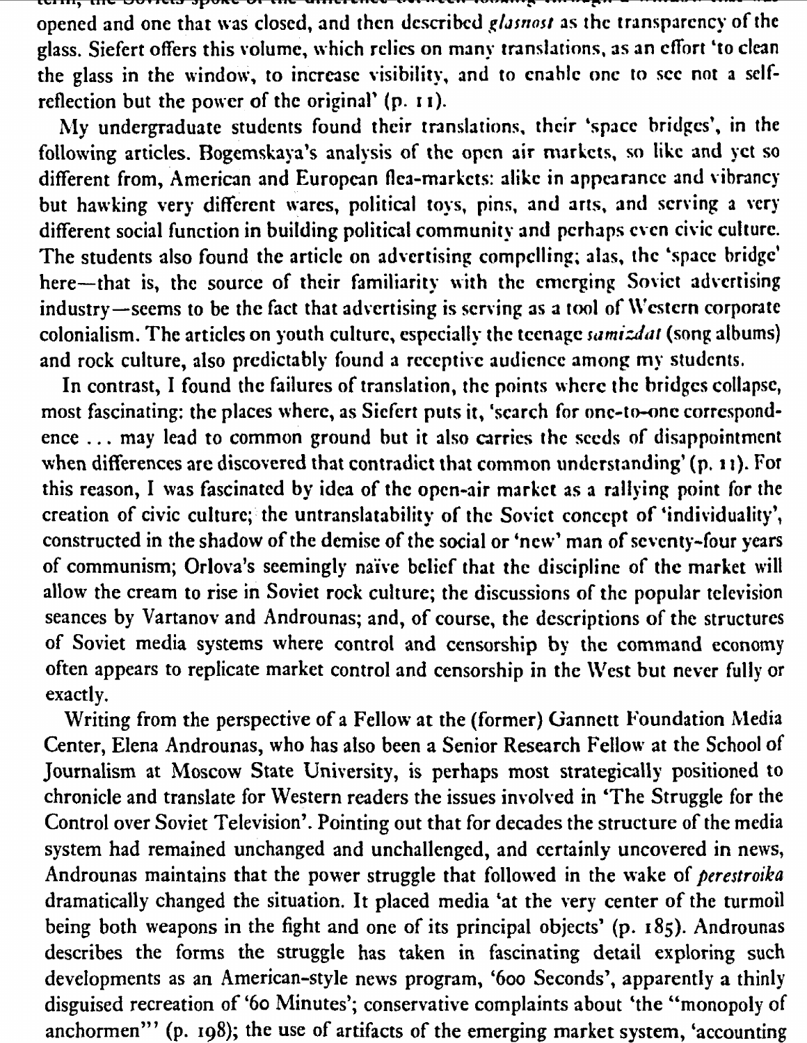opened and one that was closed, and then described *glasnost* as the transparency of the glass. Siefert offers this volume, which relies on many translations, as an effort 'to clean the glass in the window, to increase visibility, and to enable one to see not a self-reflection but the power of the original' (p. 11).

My undergraduate students found their translations, their 'space bridges', in the following articles. Bogemskaya's analysis of the open air markets, so like and yet so different from, American and European flea-markets: alike in appearance and vibrancy but hawking very different wares, political toys, pins, and arts, and serving a very different social function in building political community and perhaps even civic culture. The students also found the article on advertising compelling; alas, the 'space bridge' here—that is, the source of their familiarity with the emerging Soviet advertising industry—seems to be the fact that advertising is serving as a tool of Western corporate colonialism. The articles on youth culture, especially the teenage *samizdat* (song albums) and rock culture, also predictably found a receptive audience among my students.

In contrast, I found the failures of translation, the points where the bridges collapse, most fascinating: the places where, as Siefert puts it, 'search for one-to-one correspondence ... may lead to common ground but it also carries the seeds of disappointment when differences are discovered that contradict that common understanding' (p. 11). For this reason, I was fascinated by idea of the open-air market as a rallying point for the creation of civic culture; the untranslatability of the Soviet concept of 'individuality', constructed in the shadow of the demise of the social or 'new' man of seventy-four years of communism; Orlova's seemingly naïve belief that the discipline of the market will allow the cream to rise in Soviet rock culture; the discussions of the popular television seances by Vartanov and Androunas; and, of course, the descriptions of the structures of Soviet media systems where control and censorship by the command economy often appears to replicate market control and censorship in the West but never fully or exactly.

Writing from the perspective of a Fellow at the (former) Gannett Foundation Media Center, Elena Androunas, who has also been a Senior Research Fellow at the School of Journalism at Moscow State University, is perhaps most strategically positioned to chronicle and translate for Western readers the issues involved in 'The Struggle for the Control over Soviet Television'. Pointing out that for decades the structure of the media system had remained unchanged and unchallenged, and certainly uncovered in news, Androunas maintains that the power struggle that followed in the wake of *perestroika* dramatically changed the situation. It placed media 'at the very center of the turmoil being both weapons in the fight and one of its principal objects' (p. 185). Androunas describes the forms the struggle has taken in fascinating detail exploring such developments as an American-style news program, '600 Seconds', apparently a thinly disguised recreation of '60 Minutes'; conservative complaints about 'the "monopoly of anchormen"' (p. 198); the use of artifacts of the emerging market system, 'accounting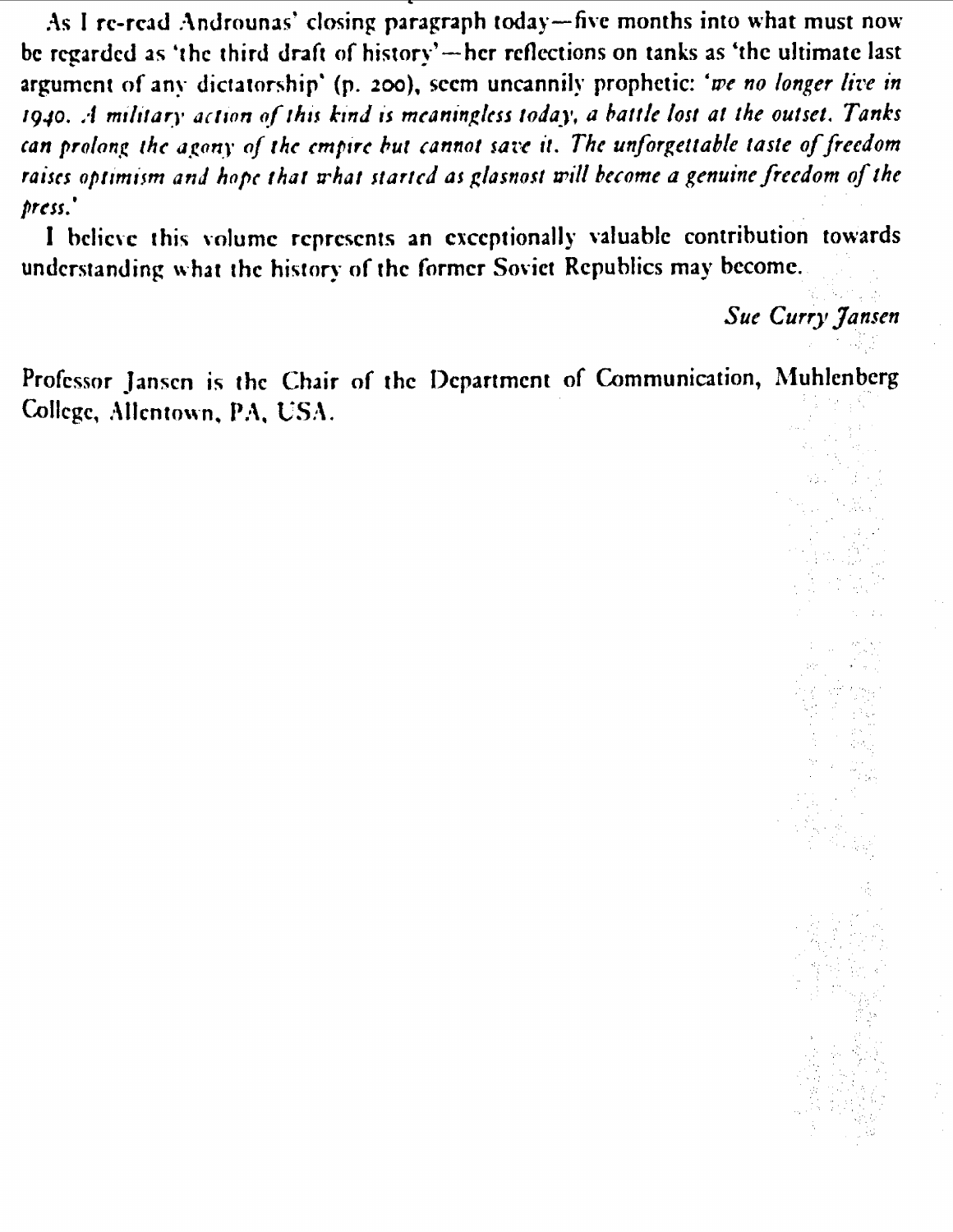As I re-read Androunas' closing paragraph today—five months into what must now be regarded as 'the third draft of history'—her reflections on tanks as 'the ultimate last argument of any dictatorship' (p. 200), seem uncannily prophetic: '*we no longer live in 1940. A military action of this kind is meaningless today, a battle lost at the outset. Tanks can prolong the agony of the empire but cannot save it. The unforgettable taste of freedom raises optimism and hope that what started as glasnost will become a genuine freedom of the press.*'

I believe this volume represents an exceptionally valuable contribution towards understanding what the history of the former Soviet Republics may become.

*Sue Curry Jansen*

Professor Jansen is the Chair of the Department of Communication, Muhlenberg College, Allentown, PA, USA.